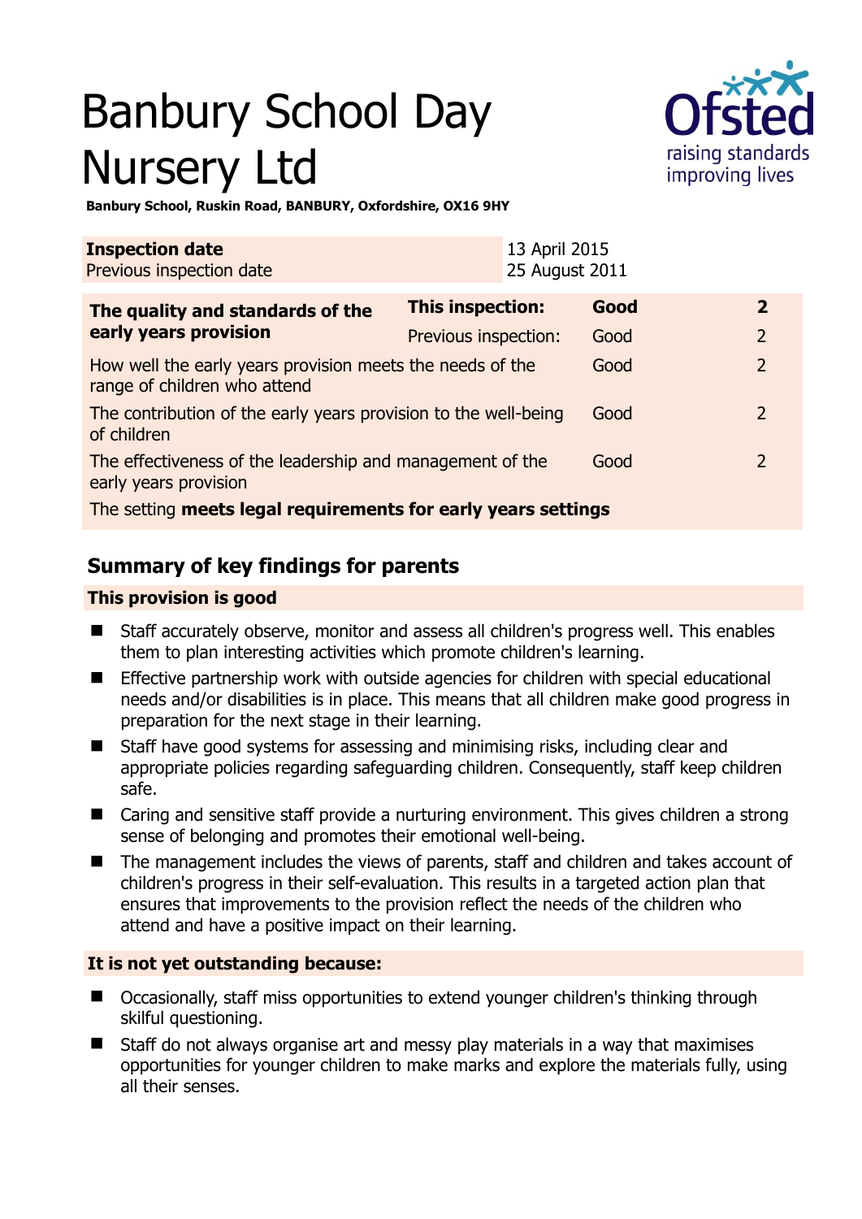# Banbury School Day Nursery Ltd

**Banbury School, Ruskin Road, BANBURY, Oxfordshire, OX16 9HY**

| **Inspection date** | 13 April 2015 |
|---|---|
| Previous inspection date | 25 August 2011 |

| **The quality and standards of the early years provision** | **This inspection:** | **Good** | **2** |
|---|---|---|---|
| | Previous inspection: | Good | 2 |
| How well the early years provision meets the needs of the range of children who attend | | Good | 2 |
| The contribution of the early years provision to the well-being of children | | Good | 2 |
| The effectiveness of the leadership and management of the early years provision | | Good | 2 |
| The setting **meets legal requirements for early years settings** | | | |

## Summary of key findings for parents

### This provision is good

- Staff accurately observe, monitor and assess all children's progress well. This enables them to plan interesting activities which promote children's learning.
- Effective partnership work with outside agencies for children with special educational needs and/or disabilities is in place. This means that all children make good progress in preparation for the next stage in their learning.
- Staff have good systems for assessing and minimising risks, including clear and appropriate policies regarding safeguarding children. Consequently, staff keep children safe.
- Caring and sensitive staff provide a nurturing environment. This gives children a strong sense of belonging and promotes their emotional well-being.
- The management includes the views of parents, staff and children and takes account of children's progress in their self-evaluation. This results in a targeted action plan that ensures that improvements to the provision reflect the needs of the children who attend and have a positive impact on their learning.

### It is not yet outstanding because:

- Occasionally, staff miss opportunities to extend younger children's thinking through skilful questioning.
- Staff do not always organise art and messy play materials in a way that maximises opportunities for younger children to make marks and explore the materials fully, using all their senses.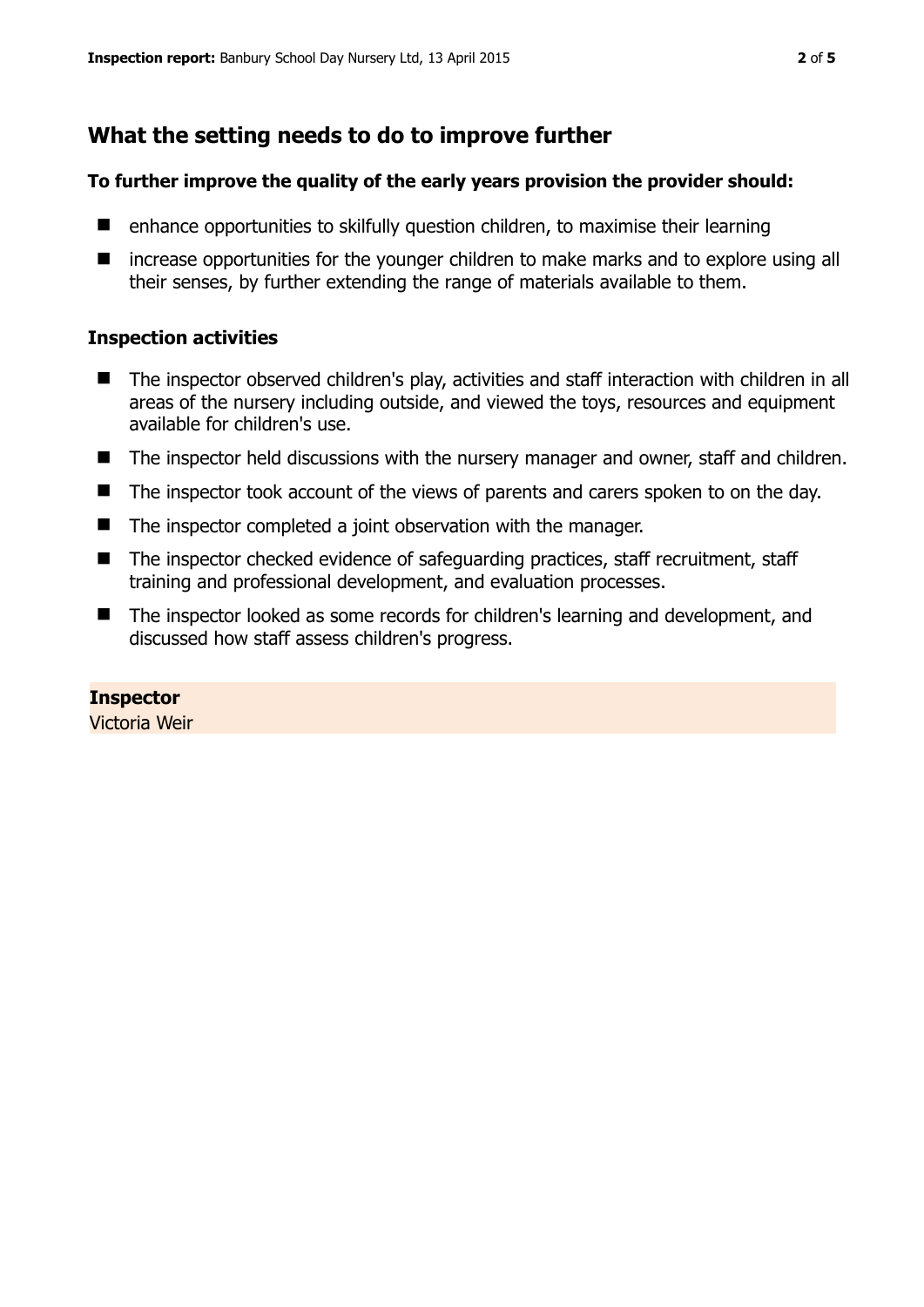## What the setting needs to do to improve further

**To further improve the quality of the early years provision the provider should:**

- enhance opportunities to skilfully question children, to maximise their learning
- increase opportunities for the younger children to make marks and to explore using all their senses, by further extending the range of materials available to them.

### Inspection activities

- The inspector observed children's play, activities and staff interaction with children in all areas of the nursery including outside, and viewed the toys, resources and equipment available for children's use.
- The inspector held discussions with the nursery manager and owner, staff and children.
- The inspector took account of the views of parents and carers spoken to on the day.
- The inspector completed a joint observation with the manager.
- The inspector checked evidence of safeguarding practices, staff recruitment, staff training and professional development, and evaluation processes.
- The inspector looked as some records for children's learning and development, and discussed how staff assess children's progress.

**Inspector**
Victoria Weir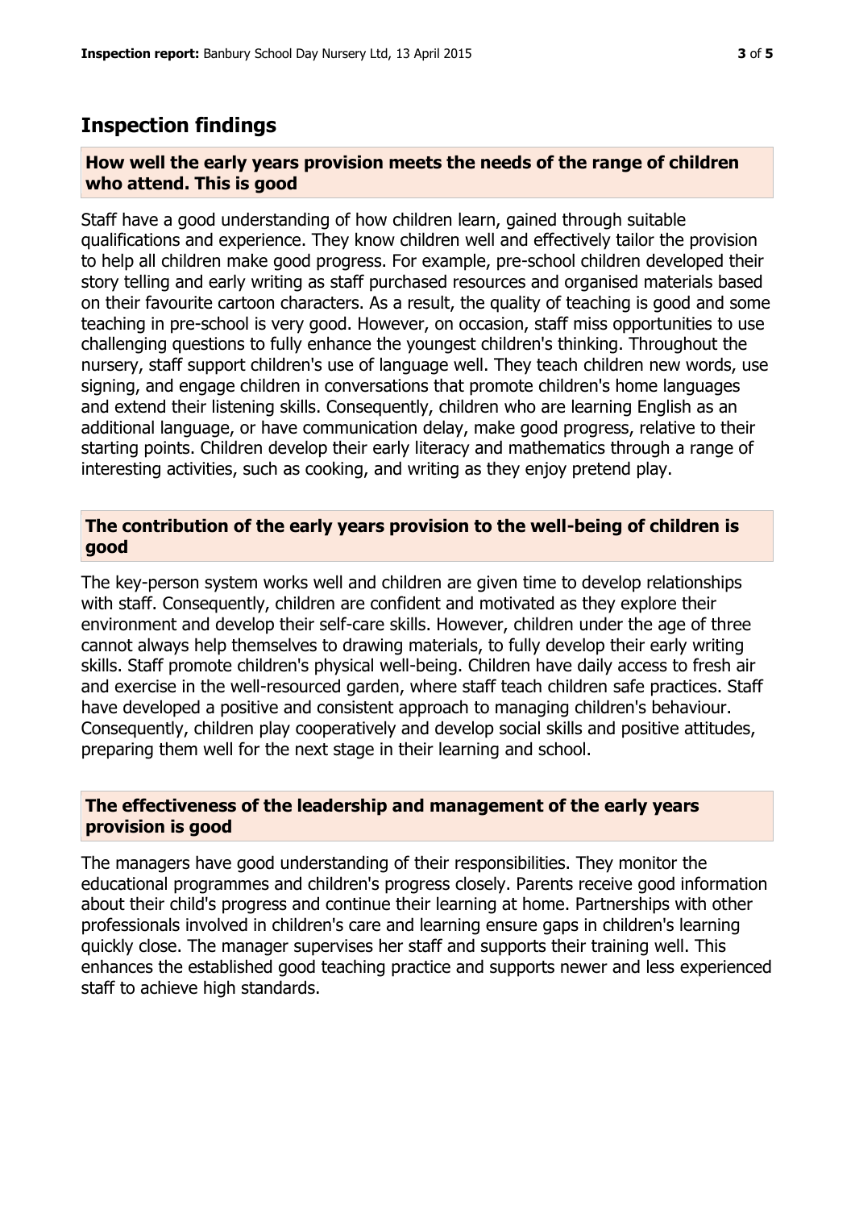## Inspection findings

### How well the early years provision meets the needs of the range of children who attend. This is good

Staff have a good understanding of how children learn, gained through suitable qualifications and experience. They know children well and effectively tailor the provision to help all children make good progress. For example, pre-school children developed their story telling and early writing as staff purchased resources and organised materials based on their favourite cartoon characters. As a result, the quality of teaching is good and some teaching in pre-school is very good. However, on occasion, staff miss opportunities to use challenging questions to fully enhance the youngest children's thinking. Throughout the nursery, staff support children's use of language well. They teach children new words, use signing, and engage children in conversations that promote children's home languages and extend their listening skills. Consequently, children who are learning English as an additional language, or have communication delay, make good progress, relative to their starting points. Children develop their early literacy and mathematics through a range of interesting activities, such as cooking, and writing as they enjoy pretend play.

### The contribution of the early years provision to the well-being of children is good

The key-person system works well and children are given time to develop relationships with staff. Consequently, children are confident and motivated as they explore their environment and develop their self-care skills. However, children under the age of three cannot always help themselves to drawing materials, to fully develop their early writing skills. Staff promote children's physical well-being. Children have daily access to fresh air and exercise in the well-resourced garden, where staff teach children safe practices. Staff have developed a positive and consistent approach to managing children's behaviour. Consequently, children play cooperatively and develop social skills and positive attitudes, preparing them well for the next stage in their learning and school.

### The effectiveness of the leadership and management of the early years provision is good

The managers have good understanding of their responsibilities. They monitor the educational programmes and children's progress closely. Parents receive good information about their child's progress and continue their learning at home. Partnerships with other professionals involved in children's care and learning ensure gaps in children's learning quickly close. The manager supervises her staff and supports their training well. This enhances the established good teaching practice and supports newer and less experienced staff to achieve high standards.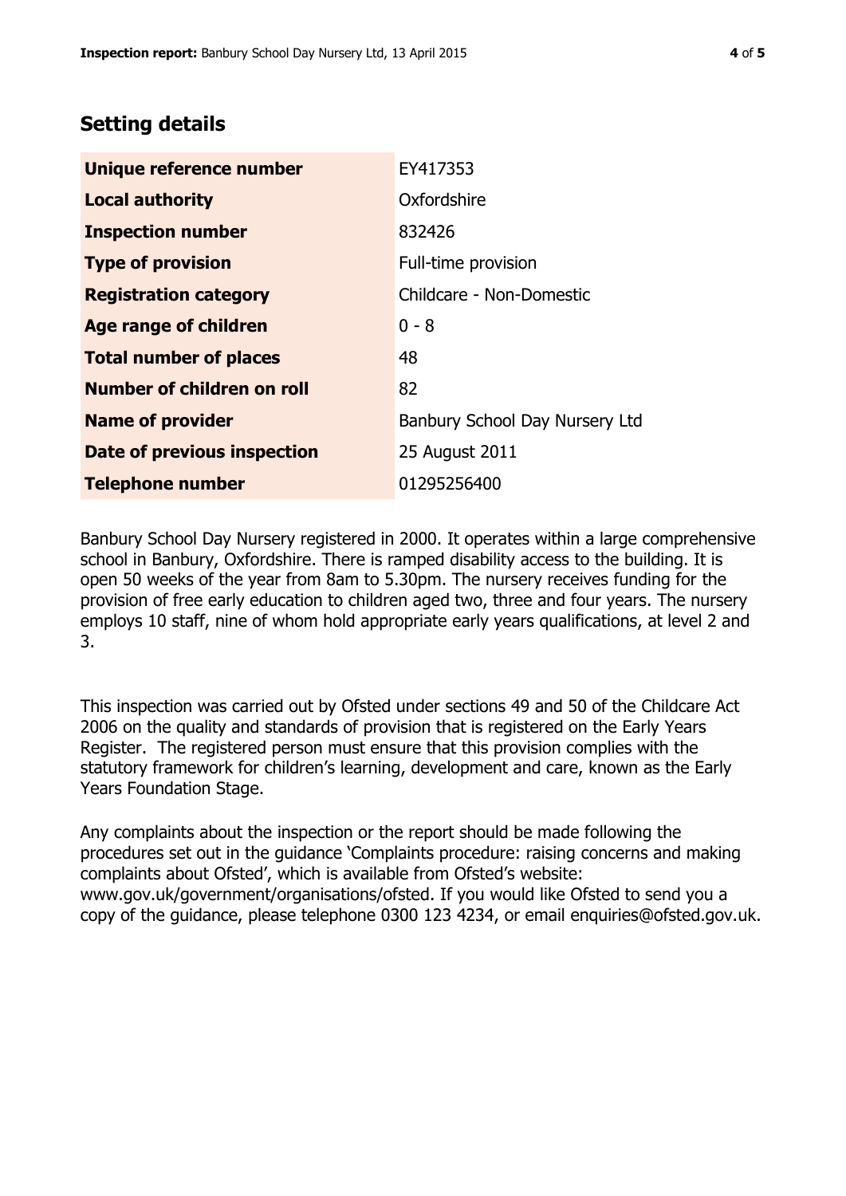## Setting details

| Unique reference number | EY417353 |
|---|---|
| Local authority | Oxfordshire |
| Inspection number | 832426 |
| Type of provision | Full-time provision |
| Registration category | Childcare - Non-Domestic |
| Age range of children | 0 - 8 |
| Total number of places | 48 |
| Number of children on roll | 82 |
| Name of provider | Banbury School Day Nursery Ltd |
| Date of previous inspection | 25 August 2011 |
| Telephone number | 01295256400 |

Banbury School Day Nursery registered in 2000. It operates within a large comprehensive school in Banbury, Oxfordshire. There is ramped disability access to the building. It is open 50 weeks of the year from 8am to 5.30pm. The nursery receives funding for the provision of free early education to children aged two, three and four years. The nursery employs 10 staff, nine of whom hold appropriate early years qualifications, at level 2 and 3.

This inspection was carried out by Ofsted under sections 49 and 50 of the Childcare Act 2006 on the quality and standards of provision that is registered on the Early Years Register. The registered person must ensure that this provision complies with the statutory framework for children's learning, development and care, known as the Early Years Foundation Stage.

Any complaints about the inspection or the report should be made following the procedures set out in the guidance 'Complaints procedure: raising concerns and making complaints about Ofsted', which is available from Ofsted's website: www.gov.uk/government/organisations/ofsted. If you would like Ofsted to send you a copy of the guidance, please telephone 0300 123 4234, or email enquiries@ofsted.gov.uk.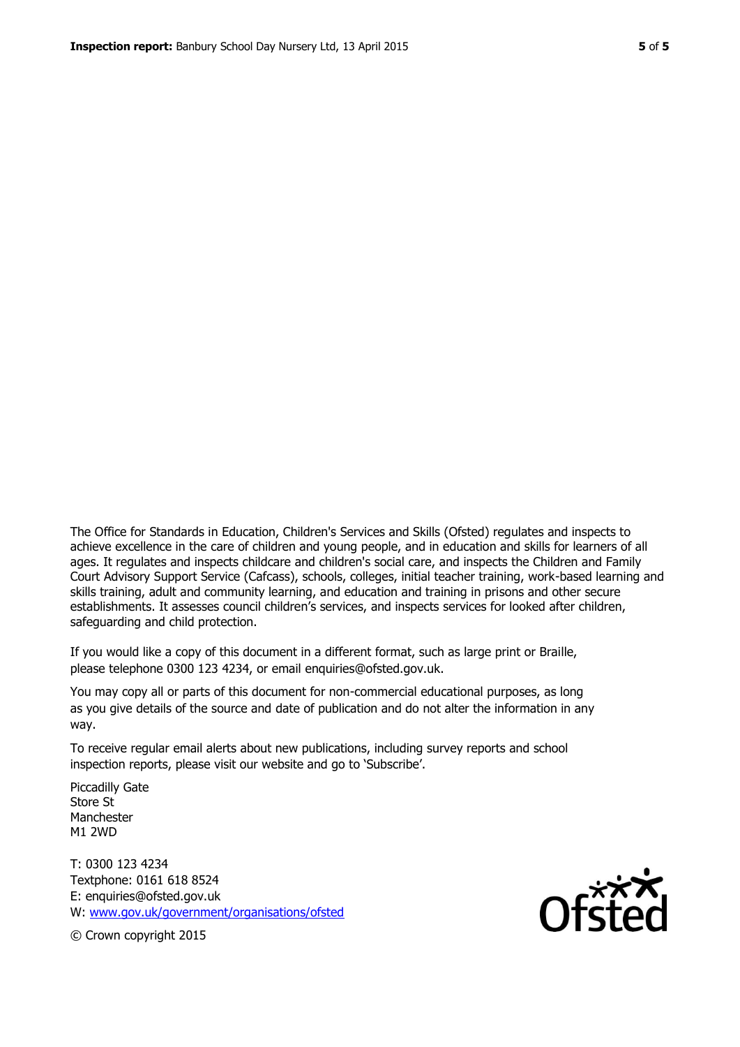The Office for Standards in Education, Children's Services and Skills (Ofsted) regulates and inspects to achieve excellence in the care of children and young people, and in education and skills for learners of all ages. It regulates and inspects childcare and children's social care, and inspects the Children and Family Court Advisory Support Service (Cafcass), schools, colleges, initial teacher training, work-based learning and skills training, adult and community learning, and education and training in prisons and other secure establishments. It assesses council children's services, and inspects services for looked after children, safeguarding and child protection.

If you would like a copy of this document in a different format, such as large print or Braille, please telephone 0300 123 4234, or email enquiries@ofsted.gov.uk.

You may copy all or parts of this document for non-commercial educational purposes, as long as you give details of the source and date of publication and do not alter the information in any way.

To receive regular email alerts about new publications, including survey reports and school inspection reports, please visit our website and go to 'Subscribe'.

Piccadilly Gate
Store St
Manchester
M1 2WD

T: 0300 123 4234
Textphone: 0161 618 8524
E: enquiries@ofsted.gov.uk
W: www.gov.uk/government/organisations/ofsted

© Crown copyright 2015